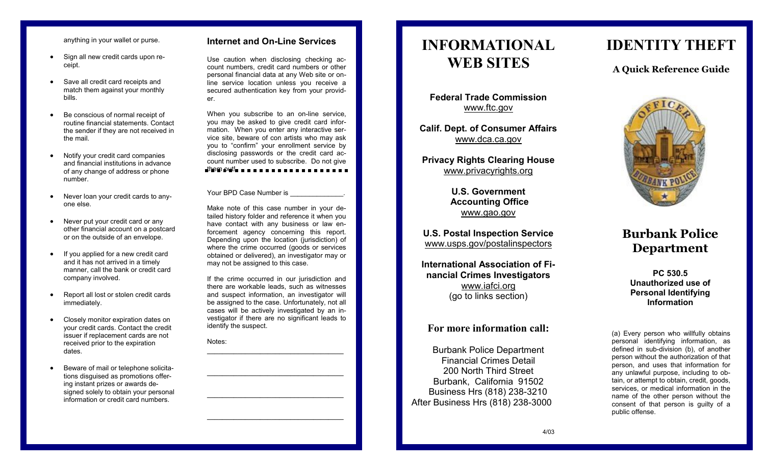anything in your wallet or purse.

- Sign all new credit cards upon receipt.
- Save all credit card receipts and match them against your monthly bills.
- Be conscious of normal receipt of routine financial statements. Contact the sender if they are not received in the mail.
- Notify your credit card companies and financial institutions in advance of any change of address or phone number.
- Never loan your credit cards to anyone else.
- Never put your credit card or any other financial account on a postcard or on the outside of an envelope.
- If you applied for a new credit card and it has not arrived in a timely manner, call the bank or credit card company involved.
- Report all lost or stolen credit cards immediately.
- Closely monitor expiration dates on your credit cards. Contact the credit issuer if replacement cards are not received prior to the expiration dates.
- Beware of mail or telephone solicitations disguised as promotions offering instant prizes or awards designed solely to obtain your personal information or credit card numbers.

### Internet and On-Line Services

Use caution when disclosing checking account numbers, credit card numbers or other personal financial data at any Web site or online service location unless you receive a secured authentication key from your provider.

When you subscribe to an on-line service, you may be asked to give credit card information. When you enter any interactive service site, beware of con artists who may ask you to "confirm" your enrollment service by disclosing passwords or the credit card account number used to subscribe. Do not give them out!

---

Your BPD Case Number is ______________.

Make note of this case number in your detailed history folder and reference it when you have contact with any business or law enforcement agency concerning this report. Depending upon the location (jurisdiction) of where the crime occurred (goods or services obtained or delivered), an investigator may or may not be assigned to this case.

If the crime occurred in our jurisdiction and there are workable leads, such as witnesses and suspect information, an investigator will be assigned to the case. Unfortunately, not all cases will be actively investigated by an investigator if there are no significant leads to identify the suspect.

Notes:

__________________________________

__________________________________

__________________________________

__________________________________

# INFORMATIONAL WEB SITES

**Federal Trade Commission**
www.ftc.gov

**Calif. Dept. of Consumer Affairs**
www.dca.ca.gov

**Privacy Rights Clearing House**
www.privacyrights.org

**U.S. Government Accounting Office**
www.gao.gov

**U.S. Postal Inspection Service**
www.usps.gov/postalinspectors

**International Association of Financial Crimes Investigators**
www.iafci.org
(go to links section)

## For more information call:

Burbank Police Department
Financial Crimes Detail
200 North Third Street
Burbank, California 91502
Business Hrs (818) 238-3210
After Business Hrs (818) 238-3000

4/03

# IDENTITY THEFT

## A Quick Reference Guide

## Burbank Police Department

**PC 530.5**
**Unauthorized use of Personal Identifying Information**

(a) Every person who willfully obtains personal identifying information, as defined in sub-division (b), of another person without the authorization of that person, and uses that information for any unlawful purpose, including to obtain, or attempt to obtain, credit, goods, services, or medical information in the name of the other person without the consent of that person is guilty of a public offense.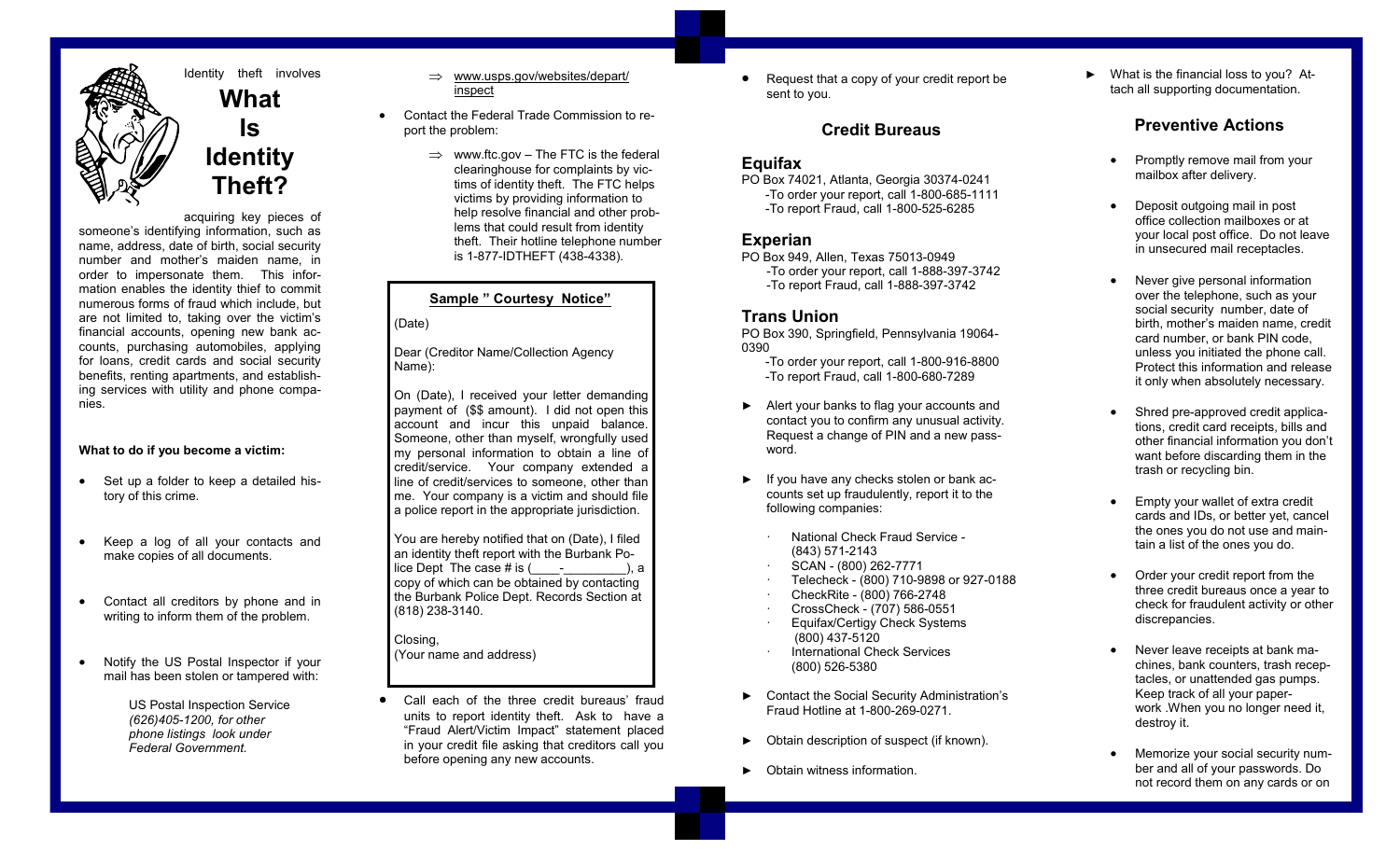Identity theft involves

# What Is Identity Theft?

acquiring key pieces of someone's identifying information, such as name, address, date of birth, social security number and mother's maiden name, in order to impersonate them. This information enables the identity thief to commit numerous forms of fraud which include, but are not limited to, taking over the victim's financial accounts, opening new bank accounts, purchasing automobiles, applying for loans, credit cards and social security benefits, renting apartments, and establishing services with utility and phone companies.

**What to do if you become a victim:**

- Set up a folder to keep a detailed history of this crime.
- Keep a log of all your contacts and make copies of all documents.
- Contact all creditors by phone and in writing to inform them of the problem.
- Notify the US Postal Inspector if your mail has been stolen or tampered with:

  US Postal Inspection Service
  *(626)405-1200, for other phone listings look under Federal Government.*

  ⇒ www.usps.gov/websites/depart/inspect

- Contact the Federal Trade Commission to report the problem:

  ⇒ www.ftc.gov – The FTC is the federal clearinghouse for complaints by victims of identity theft. The FTC helps victims by providing information to help resolve financial and other problems that could result from identity theft. Their hotline telephone number is 1-877-IDTHEFT (438-4338).

**Sample " Courtesy Notice"**

(Date)

Dear (Creditor Name/Collection Agency Name):

On (Date), I received your letter demanding payment of ($$ amount). I did not open this account and incur this unpaid balance. Someone, other than myself, wrongfully used my personal information to obtain a line of credit/service. Your company extended a line of credit/services to someone, other than me. Your company is a victim and should file a police report in the appropriate jurisdiction.

You are hereby notified that on (Date), I filed an identity theft report with the Burbank Police Dept The case # is (____-_________), a copy of which can be obtained by contacting the Burbank Police Dept. Records Section at (818) 238-3140.

Closing,
(Your name and address)

- Call each of the three credit bureaus' fraud units to report identity theft. Ask to have a "Fraud Alert/Victim Impact" statement placed in your credit file asking that creditors call you before opening any new accounts.
- Request that a copy of your credit report be sent to you.

## Credit Bureaus

### Equifax

PO Box 74021, Atlanta, Georgia 30374-0241
-To order your report, call 1-800-685-1111
-To report Fraud, call 1-800-525-6285

### Experian

PO Box 949, Allen, Texas 75013-0949
-To order your report, call 1-888-397-3742
-To report Fraud, call 1-888-397-3742

### Trans Union

PO Box 390, Springfield, Pennsylvania 19064-0390
-To order your report, call 1-800-916-8800
-To report Fraud, call 1-800-680-7289

- ► Alert your banks to flag your accounts and contact you to confirm any unusual activity. Request a change of PIN and a new password.
- ► If you have any checks stolen or bank accounts set up fraudulently, report it to the following companies:
  - National Check Fraud Service - (843) 571-2143
  - SCAN - (800) 262-7771
  - Telecheck - (800) 710-9898 or 927-0188
  - CheckRite - (800) 766-2748
  - CrossCheck - (707) 586-0551
  - Equifax/Certigy Check Systems (800) 437-5120
  - International Check Services (800) 526-5380
- ► Contact the Social Security Administration's Fraud Hotline at 1-800-269-0271.
- ► Obtain description of suspect (if known).
- ► Obtain witness information.
- ► What is the financial loss to you? Attach all supporting documentation.

## Preventive Actions

- Promptly remove mail from your mailbox after delivery.
- Deposit outgoing mail in post office collection mailboxes or at your local post office. Do not leave in unsecured mail receptacles.
- Never give personal information over the telephone, such as your social security number, date of birth, mother's maiden name, credit card number, or bank PIN code, unless you initiated the phone call. Protect this information and release it only when absolutely necessary.
- Shred pre-approved credit applications, credit card receipts, bills and other financial information you don't want before discarding them in the trash or recycling bin.
- Empty your wallet of extra credit cards and IDs, or better yet, cancel the ones you do not use and maintain a list of the ones you do.
- Order your credit report from the three credit bureaus once a year to check for fraudulent activity or other discrepancies.
- Never leave receipts at bank machines, bank counters, trash receptacles, or unattended gas pumps. Keep track of all your paperwork .When you no longer need it, destroy it.
- Memorize your social security number and all of your passwords. Do not record them on any cards or on